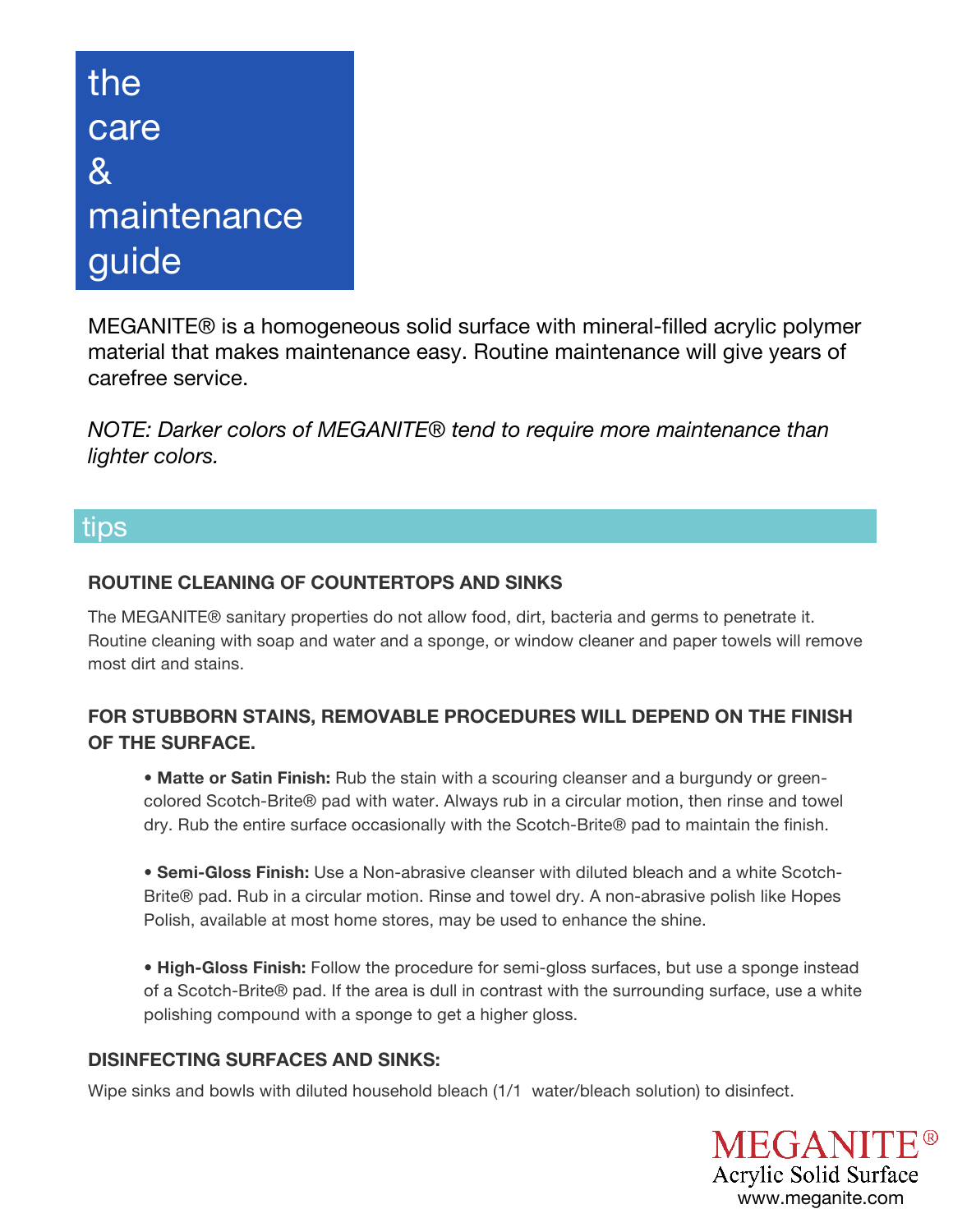# the care & maintenance guide

MEGANITE® is a homogeneous solid surface with mineral-filled acrylic polymer material that makes maintenance easy. Routine maintenance will give years of carefree service.

*NOTE: Darker colors of MEGANITE® tend to require more maintenance than lighter colors.*

## tips

### ROUTINE CLEANING OF COUNTERTOPS AND SINKS

The MEGANITE® sanitary properties do not allow food, dirt, bacteria and germs to penetrate it. Routine cleaning with soap and water and a sponge, or window cleaner and paper towels will remove most dirt and stains.

### FOR STUBBORN STAINS, REMOVABLE PROCEDURES WILL DEPEND ON THE FINISH OF THE SURFACE.

- **Matte or Satin Finish:** Rub the stain with a scouring cleanser and a burgundy or green-colored Scotch-Brite® pad with water. Always rub in a circular motion, then rinse and towel dry. Rub the entire surface occasionally with the Scotch-Brite® pad to maintain the finish.

- **Semi-Gloss Finish:** Use a Non-abrasive cleanser with diluted bleach and a white Scotch-Brite® pad. Rub in a circular motion. Rinse and towel dry. A non-abrasive polish like Hopes Polish, available at most home stores, may be used to enhance the shine.

- **High-Gloss Finish:** Follow the procedure for semi-gloss surfaces, but use a sponge instead of a Scotch-Brite® pad. If the area is dull in contrast with the surrounding surface, use a white polishing compound with a sponge to get a higher gloss.

### DISINFECTING SURFACES AND SINKS:

Wipe sinks and bowls with diluted household bleach (1/1 water/bleach solution) to disinfect.

MEGANITE®
Acrylic Solid Surface
www.meganite.com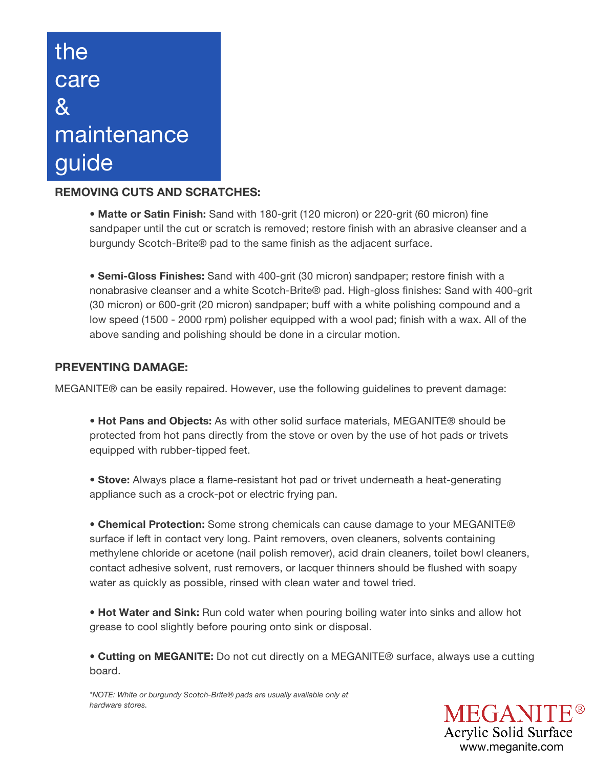# the care & maintenance guide

## REMOVING CUTS AND SCRATCHES:

- **Matte or Satin Finish:** Sand with 180-grit (120 micron) or 220-grit (60 micron) fine sandpaper until the cut or scratch is removed; restore finish with an abrasive cleanser and a burgundy Scotch-Brite® pad to the same finish as the adjacent surface.

- **Semi-Gloss Finishes:** Sand with 400-grit (30 micron) sandpaper; restore finish with a nonabrasive cleanser and a white Scotch-Brite® pad. High-gloss finishes: Sand with 400-grit (30 micron) or 600-grit (20 micron) sandpaper; buff with a white polishing compound and a low speed (1500 - 2000 rpm) polisher equipped with a wool pad; finish with a wax. All of the above sanding and polishing should be done in a circular motion.

## PREVENTING DAMAGE:

MEGANITE® can be easily repaired. However, use the following guidelines to prevent damage:

- **Hot Pans and Objects:** As with other solid surface materials, MEGANITE® should be protected from hot pans directly from the stove or oven by the use of hot pads or trivets equipped with rubber-tipped feet.

- **Stove:** Always place a flame-resistant hot pad or trivet underneath a heat-generating appliance such as a crock-pot or electric frying pan.

- **Chemical Protection:** Some strong chemicals can cause damage to your MEGANITE® surface if left in contact very long. Paint removers, oven cleaners, solvents containing methylene chloride or acetone (nail polish remover), acid drain cleaners, toilet bowl cleaners, contact adhesive solvent, rust removers, or lacquer thinners should be flushed with soapy water as quickly as possible, rinsed with clean water and towel tried.

- **Hot Water and Sink:** Run cold water when pouring boiling water into sinks and allow hot grease to cool slightly before pouring onto sink or disposal.

- **Cutting on MEGANITE:** Do not cut directly on a MEGANITE® surface, always use a cutting board.

*\*NOTE: White or burgundy Scotch-Brite® pads are usually available only at hardware stores.*

MEGANITE®
Acrylic Solid Surface
www.meganite.com